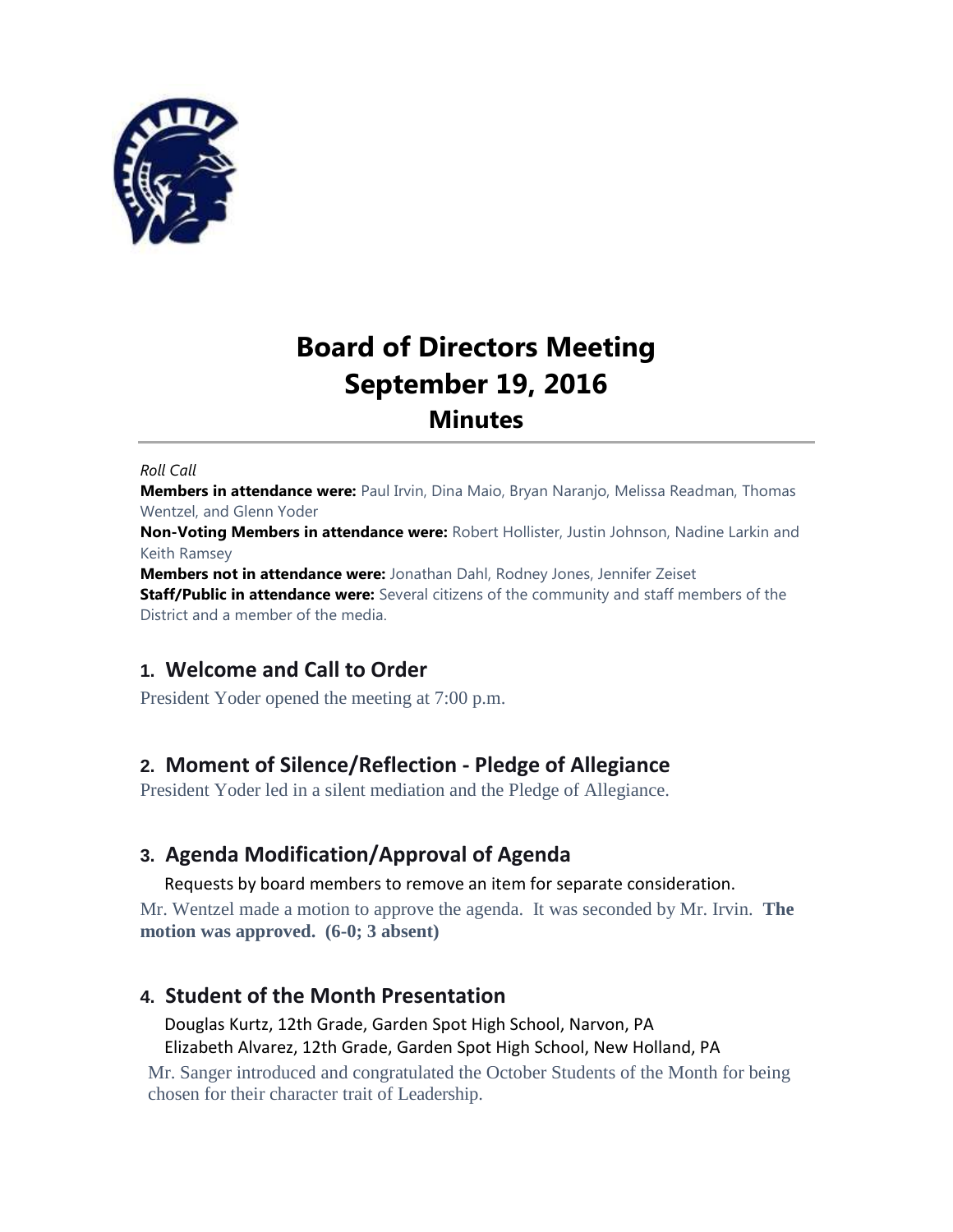# Board of Directors Meeting
# September 19, 2016
## Minutes

*Roll Call*
**Members in attendance were:** Paul Irvin, Dina Maio, Bryan Naranjo, Melissa Readman, Thomas Wentzel, and Glenn Yoder
**Non-Voting Members in attendance were:** Robert Hollister, Justin Johnson, Nadine Larkin and Keith Ramsey
**Members not in attendance were:** Jonathan Dahl, Rodney Jones, Jennifer Zeiset
**Staff/Public in attendance were:** Several citizens of the community and staff members of the District and a member of the media.

### 1. Welcome and Call to Order

President Yoder opened the meeting at 7:00 p.m.

### 2. Moment of Silence/Reflection - Pledge of Allegiance

President Yoder led in a silent mediation and the Pledge of Allegiance.

### 3. Agenda Modification/Approval of Agenda

Requests by board members to remove an item for separate consideration.

Mr. Wentzel made a motion to approve the agenda. It was seconded by Mr. Irvin. **The motion was approved. (6-0; 3 absent)**

### 4. Student of the Month Presentation

Douglas Kurtz, 12th Grade, Garden Spot High School, Narvon, PA
Elizabeth Alvarez, 12th Grade, Garden Spot High School, New Holland, PA

Mr. Sanger introduced and congratulated the October Students of the Month for being chosen for their character trait of Leadership.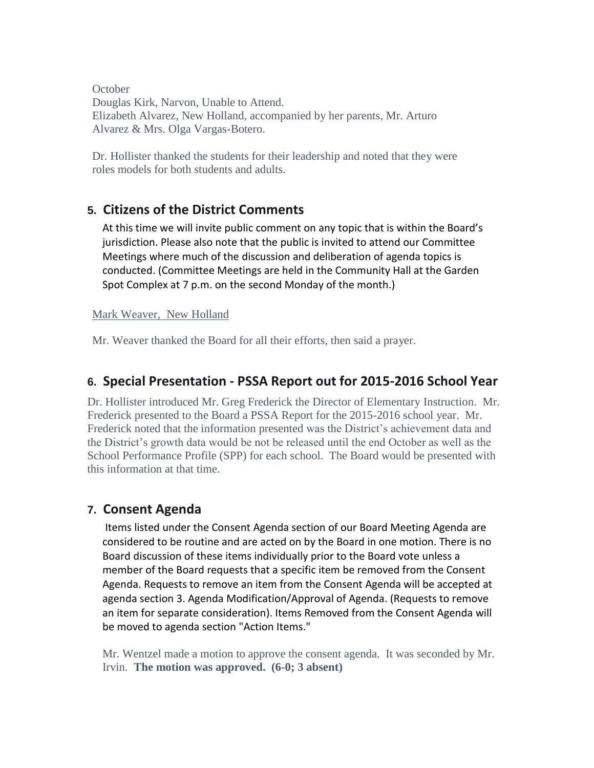October
Douglas Kirk, Narvon, Unable to Attend.
Elizabeth Alvarez, New Holland, accompanied by her parents, Mr. Arturo Alvarez & Mrs. Olga Vargas-Botero.

Dr. Hollister thanked the students for their leadership and noted that they were roles models for both students and adults.

## 5. Citizens of the District Comments

At this time we will invite public comment on any topic that is within the Board's jurisdiction. Please also note that the public is invited to attend our Committee Meetings where much of the discussion and deliberation of agenda topics is conducted. (Committee Meetings are held in the Community Hall at the Garden Spot Complex at 7 p.m. on the second Monday of the month.)

Mark Weaver, New Holland

Mr. Weaver thanked the Board for all their efforts, then said a prayer.

## 6. Special Presentation - PSSA Report out for 2015-2016 School Year

Dr. Hollister introduced Mr. Greg Frederick the Director of Elementary Instruction. Mr. Frederick presented to the Board a PSSA Report for the 2015-2016 school year. Mr. Frederick noted that the information presented was the District's achievement data and the District's growth data would be not be released until the end October as well as the School Performance Profile (SPP) for each school. The Board would be presented with this information at that time.

## 7. Consent Agenda

Items listed under the Consent Agenda section of our Board Meeting Agenda are considered to be routine and are acted on by the Board in one motion. There is no Board discussion of these items individually prior to the Board vote unless a member of the Board requests that a specific item be removed from the Consent Agenda. Requests to remove an item from the Consent Agenda will be accepted at agenda section 3. Agenda Modification/Approval of Agenda. (Requests to remove an item for separate consideration). Items Removed from the Consent Agenda will be moved to agenda section "Action Items."

Mr. Wentzel made a motion to approve the consent agenda. It was seconded by Mr. Irvin. **The motion was approved. (6-0; 3 absent)**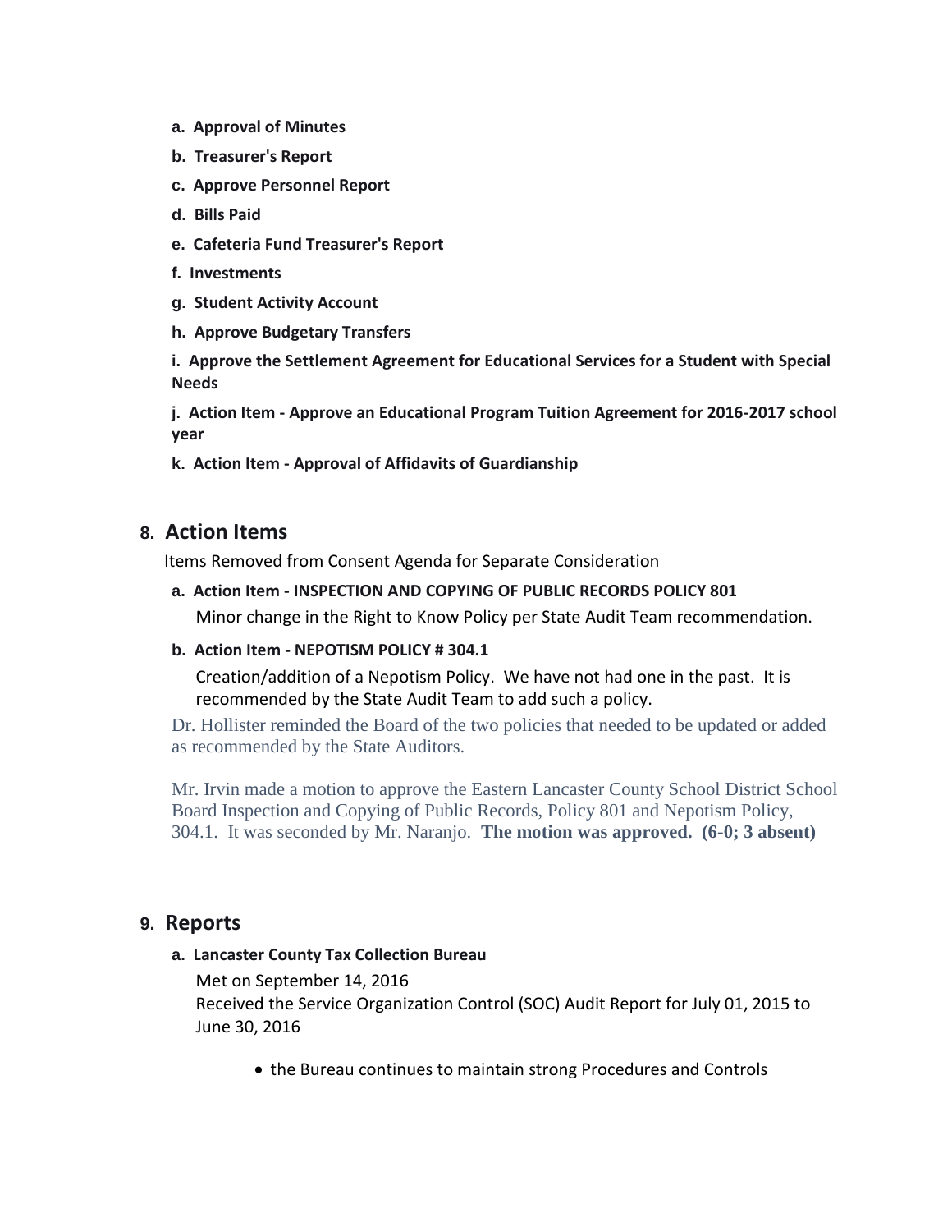- **a. Approval of Minutes**
- **b. Treasurer's Report**
- **c. Approve Personnel Report**
- **d. Bills Paid**
- **e. Cafeteria Fund Treasurer's Report**
- **f. Investments**
- **g. Student Activity Account**
- **h. Approve Budgetary Transfers**
- **i. Approve the Settlement Agreement for Educational Services for a Student with Special Needs**
- **j. Action Item - Approve an Educational Program Tuition Agreement for 2016-2017 school year**
- **k. Action Item - Approval of Affidavits of Guardianship**

## 8. Action Items

Items Removed from Consent Agenda for Separate Consideration

**a. Action Item - INSPECTION AND COPYING OF PUBLIC RECORDS POLICY 801**

Minor change in the Right to Know Policy per State Audit Team recommendation.

**b. Action Item - NEPOTISM POLICY # 304.1**

Creation/addition of a Nepotism Policy. We have not had one in the past. It is recommended by the State Audit Team to add such a policy.

Dr. Hollister reminded the Board of the two policies that needed to be updated or added as recommended by the State Auditors.

Mr. Irvin made a motion to approve the Eastern Lancaster County School District School Board Inspection and Copying of Public Records, Policy 801 and Nepotism Policy, 304.1. It was seconded by Mr. Naranjo. **The motion was approved. (6-0; 3 absent)**

## 9. Reports

**a. Lancaster County Tax Collection Bureau**

Met on September 14, 2016

Received the Service Organization Control (SOC) Audit Report for July 01, 2015 to June 30, 2016

- the Bureau continues to maintain strong Procedures and Controls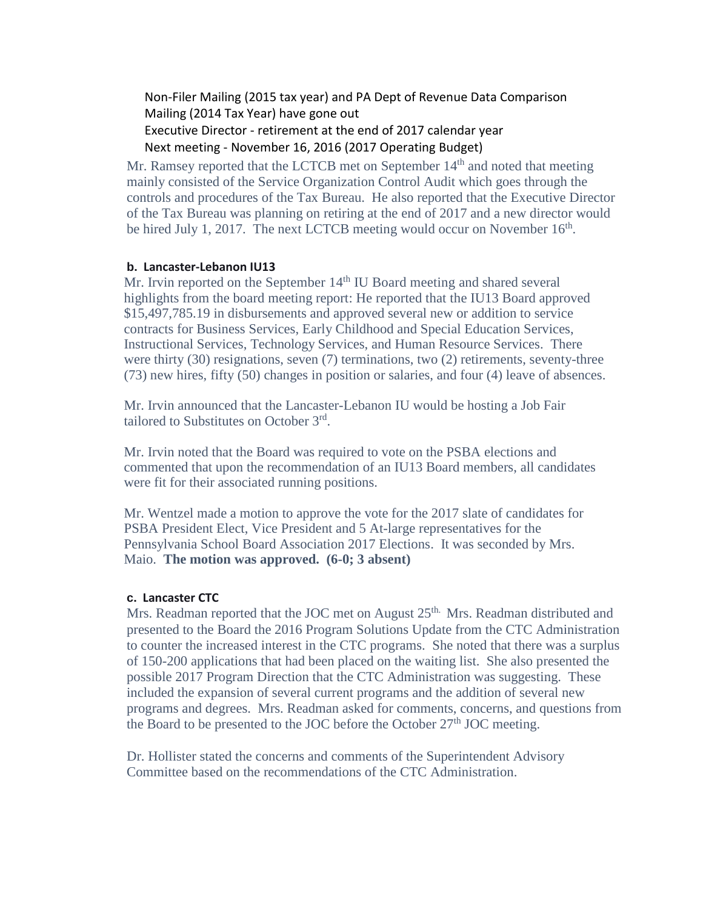Non-Filer Mailing (2015 tax year) and PA Dept of Revenue Data Comparison Mailing (2014 Tax Year) have gone out

Executive Director - retirement at the end of 2017 calendar year

Next meeting - November 16, 2016 (2017 Operating Budget)

Mr. Ramsey reported that the LCTCB met on September 14th and noted that meeting mainly consisted of the Service Organization Control Audit which goes through the controls and procedures of the Tax Bureau. He also reported that the Executive Director of the Tax Bureau was planning on retiring at the end of 2017 and a new director would be hired July 1, 2017. The next LCTCB meeting would occur on November 16th.

**b. Lancaster-Lebanon IU13**

Mr. Irvin reported on the September 14th IU Board meeting and shared several highlights from the board meeting report: He reported that the IU13 Board approved $15,497,785.19 in disbursements and approved several new or addition to service contracts for Business Services, Early Childhood and Special Education Services, Instructional Services, Technology Services, and Human Resource Services. There were thirty (30) resignations, seven (7) terminations, two (2) retirements, seventy-three (73) new hires, fifty (50) changes in position or salaries, and four (4) leave of absences.

Mr. Irvin announced that the Lancaster-Lebanon IU would be hosting a Job Fair tailored to Substitutes on October 3rd.

Mr. Irvin noted that the Board was required to vote on the PSBA elections and commented that upon the recommendation of an IU13 Board members, all candidates were fit for their associated running positions.

Mr. Wentzel made a motion to approve the vote for the 2017 slate of candidates for PSBA President Elect, Vice President and 5 At-large representatives for the Pennsylvania School Board Association 2017 Elections. It was seconded by Mrs. Maio. **The motion was approved. (6-0; 3 absent)**

**c. Lancaster CTC**

Mrs. Readman reported that the JOC met on August 25th. Mrs. Readman distributed and presented to the Board the 2016 Program Solutions Update from the CTC Administration to counter the increased interest in the CTC programs. She noted that there was a surplus of 150-200 applications that had been placed on the waiting list. She also presented the possible 2017 Program Direction that the CTC Administration was suggesting. These included the expansion of several current programs and the addition of several new programs and degrees. Mrs. Readman asked for comments, concerns, and questions from the Board to be presented to the JOC before the October 27th JOC meeting.

Dr. Hollister stated the concerns and comments of the Superintendent Advisory Committee based on the recommendations of the CTC Administration.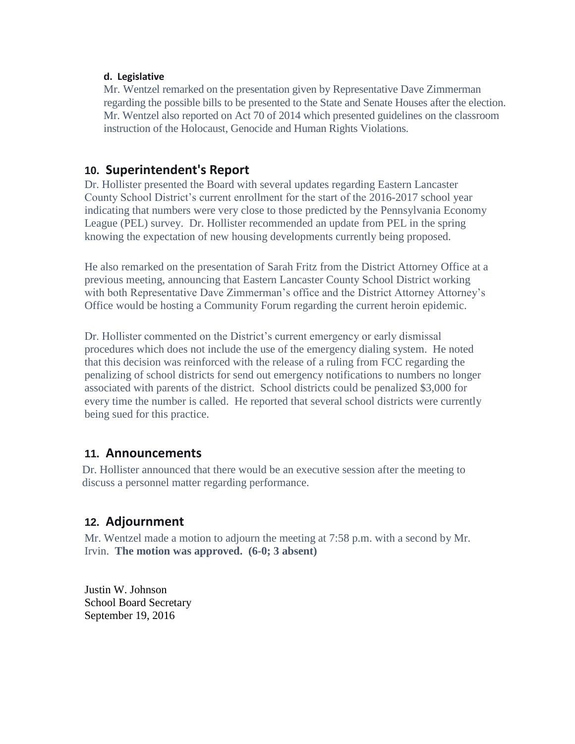**d. Legislative**

Mr. Wentzel remarked on the presentation given by Representative Dave Zimmerman regarding the possible bills to be presented to the State and Senate Houses after the election. Mr. Wentzel also reported on Act 70 of 2014 which presented guidelines on the classroom instruction of the Holocaust, Genocide and Human Rights Violations.

## 10. Superintendent's Report

Dr. Hollister presented the Board with several updates regarding Eastern Lancaster County School District's current enrollment for the start of the 2016-2017 school year indicating that numbers were very close to those predicted by the Pennsylvania Economy League (PEL) survey. Dr. Hollister recommended an update from PEL in the spring knowing the expectation of new housing developments currently being proposed.

He also remarked on the presentation of Sarah Fritz from the District Attorney Office at a previous meeting, announcing that Eastern Lancaster County School District working with both Representative Dave Zimmerman's office and the District Attorney Attorney's Office would be hosting a Community Forum regarding the current heroin epidemic.

Dr. Hollister commented on the District's current emergency or early dismissal procedures which does not include the use of the emergency dialing system. He noted that this decision was reinforced with the release of a ruling from FCC regarding the penalizing of school districts for send out emergency notifications to numbers no longer associated with parents of the district. School districts could be penalized $3,000 for every time the number is called. He reported that several school districts were currently being sued for this practice.

## 11. Announcements

Dr. Hollister announced that there would be an executive session after the meeting to discuss a personnel matter regarding performance.

## 12. Adjournment

Mr. Wentzel made a motion to adjourn the meeting at 7:58 p.m. with a second by Mr. Irvin. **The motion was approved. (6-0; 3 absent)**

Justin W. Johnson
School Board Secretary
September 19, 2016